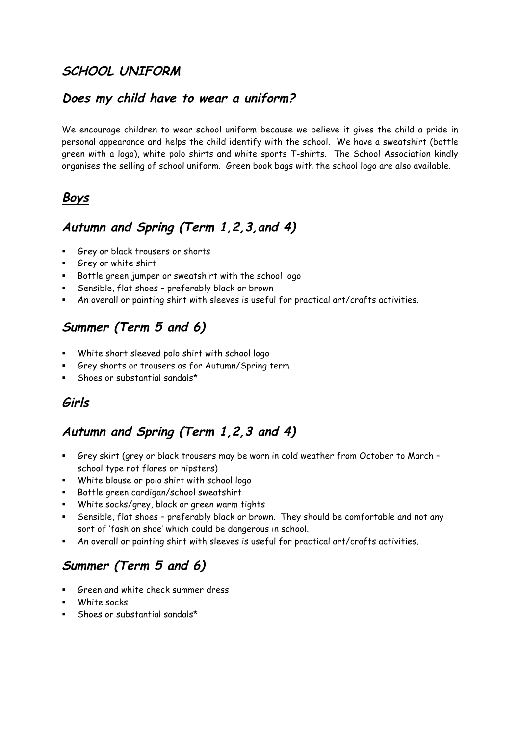## *SCHOOL UNIFORM*

## *Does my child have to wear a uniform?*

We encourage children to wear school uniform because we believe it gives the child a pride in personal appearance and helps the child identify with the school. We have a sweatshirt (bottle green with a logo), white polo shirts and white sports T-shirts. The School Association kindly organises the selling of school uniform. Green book bags with the school logo are also available.

## ***Boys***

## *Autumn and Spring (Term 1,2,3,and 4)*

- Grey or black trousers or shorts
- Grey or white shirt
- Bottle green jumper or sweatshirt with the school logo
- Sensible, flat shoes – preferably black or brown
- An overall or painting shirt with sleeves is useful for practical art/crafts activities.

## *Summer (Term 5 and 6)*

- White short sleeved polo shirt with school logo
- Grey shorts or trousers as for Autumn/Spring term
- Shoes or substantial sandals*

## ***Girls***

## *Autumn and Spring (Term 1,2,3 and 4)*

- Grey skirt (grey or black trousers may be worn in cold weather from October to March – school type not flares or hipsters)
- White blouse or polo shirt with school logo
- Bottle green cardigan/school sweatshirt
- White socks/grey, black or green warm tights
- Sensible, flat shoes – preferably black or brown. They should be comfortable and not any sort of 'fashion shoe' which could be dangerous in school.
- An overall or painting shirt with sleeves is useful for practical art/crafts activities.

## *Summer (Term 5 and 6)*

- Green and white check summer dress
- White socks
- Shoes or substantial sandals*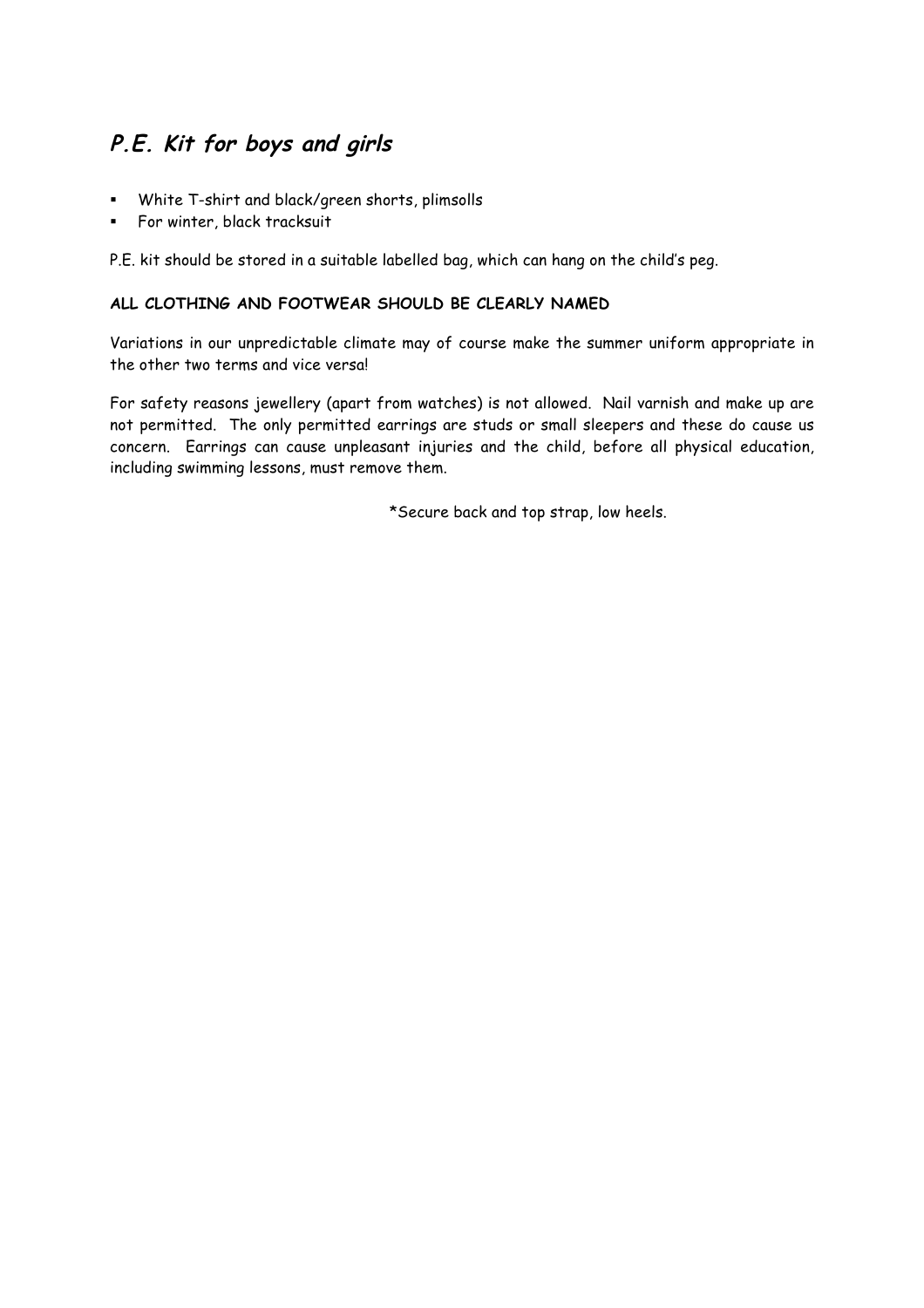## *P.E. Kit for boys and girls*

- White T-shirt and black/green shorts, plimsolls
- For winter, black tracksuit

P.E. kit should be stored in a suitable labelled bag, which can hang on the child's peg.

**ALL CLOTHING AND FOOTWEAR SHOULD BE CLEARLY NAMED**

Variations in our unpredictable climate may of course make the summer uniform appropriate in the other two terms and vice versa!

For safety reasons jewellery (apart from watches) is not allowed. Nail varnish and make up are not permitted. The only permitted earrings are studs or small sleepers and these do cause us concern. Earrings can cause unpleasant injuries and the child, before all physical education, including swimming lessons, must remove them.

*Secure back and top strap, low heels.